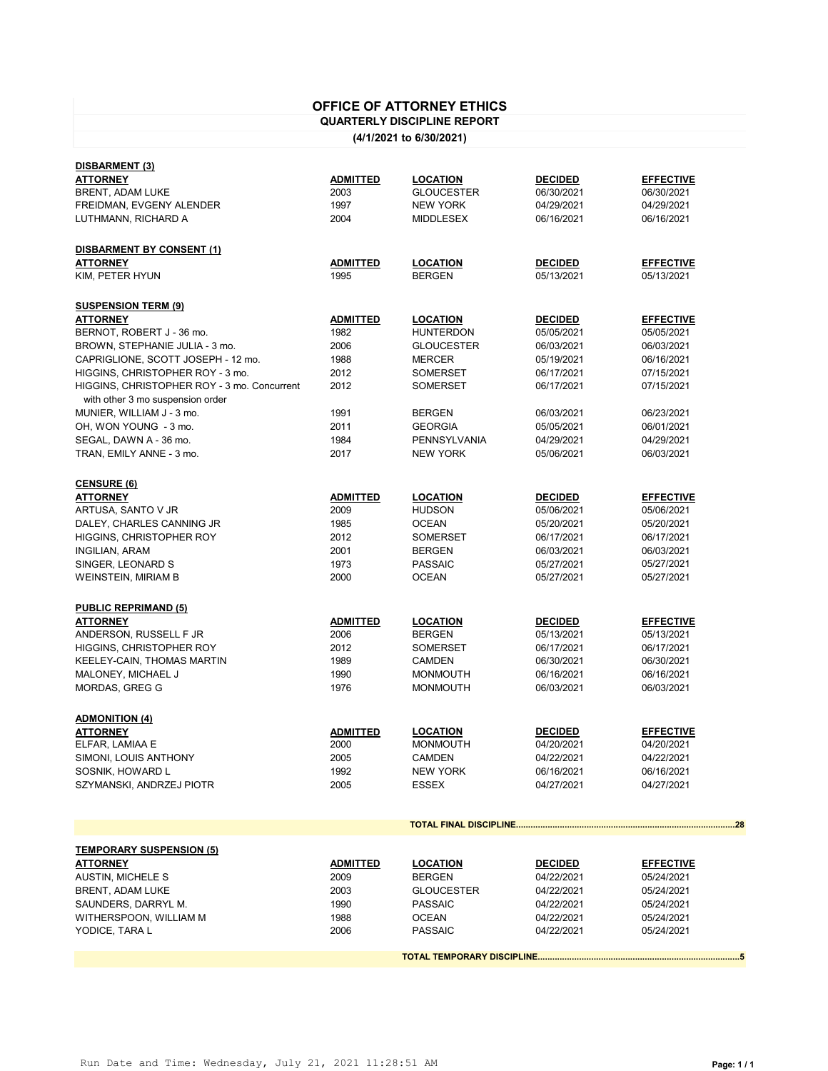# OFFICE OF ATTORNEY ETHICS

## QUARTERLY DISCIPLINE REPORT

**(4/1/2021 to 6/30/2021)**

### DISBARMENT (3)

| ATTORNEY | ADMITTED | LOCATION | DECIDED | EFFECTIVE |
|---|---|---|---|---|
| BRENT, ADAM LUKE | 2003 | GLOUCESTER | 06/30/2021 | 06/30/2021 |
| FREIDMAN, EVGENY ALENDER | 1997 | NEW YORK | 04/29/2021 | 04/29/2021 |
| LUTHMANN, RICHARD A | 2004 | MIDDLESEX | 06/16/2021 | 06/16/2021 |

### DISBARMENT BY CONSENT (1)

| ATTORNEY | ADMITTED | LOCATION | DECIDED | EFFECTIVE |
|---|---|---|---|---|
| KIM, PETER HYUN | 1995 | BERGEN | 05/13/2021 | 05/13/2021 |

### SUSPENSION TERM (9)

| ATTORNEY | ADMITTED | LOCATION | DECIDED | EFFECTIVE |
|---|---|---|---|---|
| BERNOT, ROBERT J - 36 mo. | 1982 | HUNTERDON | 05/05/2021 | 05/05/2021 |
| BROWN, STEPHANIE JULIA - 3 mo. | 2006 | GLOUCESTER | 06/03/2021 | 06/03/2021 |
| CAPRIGLIONE, SCOTT JOSEPH - 12 mo. | 1988 | MERCER | 05/19/2021 | 06/16/2021 |
| HIGGINS, CHRISTOPHER ROY - 3 mo. | 2012 | SOMERSET | 06/17/2021 | 07/15/2021 |
| HIGGINS, CHRISTOPHER ROY - 3 mo. Concurrent with other 3 mo suspension order | 2012 | SOMERSET | 06/17/2021 | 07/15/2021 |
| MUNIER, WILLIAM J - 3 mo. | 1991 | BERGEN | 06/03/2021 | 06/23/2021 |
| OH, WON YOUNG - 3 mo. | 2011 | GEORGIA | 05/05/2021 | 06/01/2021 |
| SEGAL, DAWN A - 36 mo. | 1984 | PENNSYLVANIA | 04/29/2021 | 04/29/2021 |
| TRAN, EMILY ANNE - 3 mo. | 2017 | NEW YORK | 05/06/2021 | 06/03/2021 |

### CENSURE (6)

| ATTORNEY | ADMITTED | LOCATION | DECIDED | EFFECTIVE |
|---|---|---|---|---|
| ARTUSA, SANTO V JR | 2009 | HUDSON | 05/06/2021 | 05/06/2021 |
| DALEY, CHARLES CANNING JR | 1985 | OCEAN | 05/20/2021 | 05/20/2021 |
| HIGGINS, CHRISTOPHER ROY | 2012 | SOMERSET | 06/17/2021 | 06/17/2021 |
| INGILIAN, ARAM | 2001 | BERGEN | 06/03/2021 | 06/03/2021 |
| SINGER, LEONARD S | 1973 | PASSAIC | 05/27/2021 | 05/27/2021 |
| WEINSTEIN, MIRIAM B | 2000 | OCEAN | 05/27/2021 | 05/27/2021 |

### PUBLIC REPRIMAND (5)

| ATTORNEY | ADMITTED | LOCATION | DECIDED | EFFECTIVE |
|---|---|---|---|---|
| ANDERSON, RUSSELL F JR | 2006 | BERGEN | 05/13/2021 | 05/13/2021 |
| HIGGINS, CHRISTOPHER ROY | 2012 | SOMERSET | 06/17/2021 | 06/17/2021 |
| KEELEY-CAIN, THOMAS MARTIN | 1989 | CAMDEN | 06/30/2021 | 06/30/2021 |
| MALONEY, MICHAEL J | 1990 | MONMOUTH | 06/16/2021 | 06/16/2021 |
| MORDAS, GREG G | 1976 | MONMOUTH | 06/03/2021 | 06/03/2021 |

### ADMONITION (4)

| ATTORNEY | ADMITTED | LOCATION | DECIDED | EFFECTIVE |
|---|---|---|---|---|
| ELFAR, LAMIAA E | 2000 | MONMOUTH | 04/20/2021 | 04/20/2021 |
| SIMONI, LOUIS ANTHONY | 2005 | CAMDEN | 04/22/2021 | 04/22/2021 |
| SOSNIK, HOWARD L | 1992 | NEW YORK | 06/16/2021 | 06/16/2021 |
| SZYMANSKI, ANDRZEJ PIOTR | 2005 | ESSEX | 04/27/2021 | 04/27/2021 |

**TOTAL FINAL DISCIPLINE.......................................................................................28**

### TEMPORARY SUSPENSION (5)

| ATTORNEY | ADMITTED | LOCATION | DECIDED | EFFECTIVE |
|---|---|---|---|---|
| AUSTIN, MICHELE S | 2009 | BERGEN | 04/22/2021 | 05/24/2021 |
| BRENT, ADAM LUKE | 2003 | GLOUCESTER | 04/22/2021 | 05/24/2021 |
| SAUNDERS, DARRYL M. | 1990 | PASSAIC | 04/22/2021 | 05/24/2021 |
| WITHERSPOON, WILLIAM M | 1988 | OCEAN | 04/22/2021 | 05/24/2021 |
| YODICE, TARA L | 2006 | PASSAIC | 04/22/2021 | 05/24/2021 |

**TOTAL TEMPORARY DISCIPLINE.................................................................................5**

Run Date and Time: Wednesday, July 21, 2021 11:28:51 AM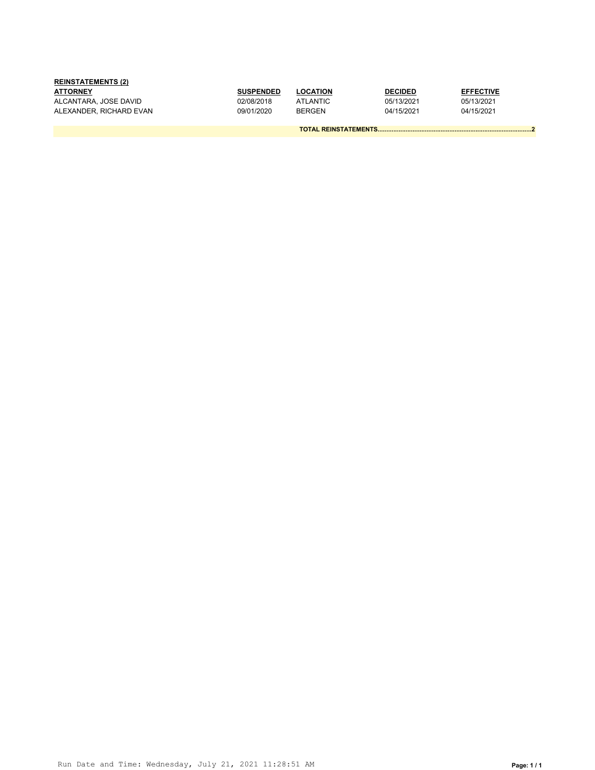**REINSTATEMENTS (2)**

| ATTORNEY | SUSPENDED | LOCATION | DECIDED | EFFECTIVE |
|---|---|---|---|---|
| ALCANTARA, JOSE DAVID | 02/08/2018 | ATLANTIC | 05/13/2021 | 05/13/2021 |
| ALEXANDER, RICHARD EVAN | 09/01/2020 | BERGEN | 04/15/2021 | 04/15/2021 |

**TOTAL REINSTATEMENTS........................................................................................2**

Run Date and Time: Wednesday, July 21, 2021 11:28:51 AM